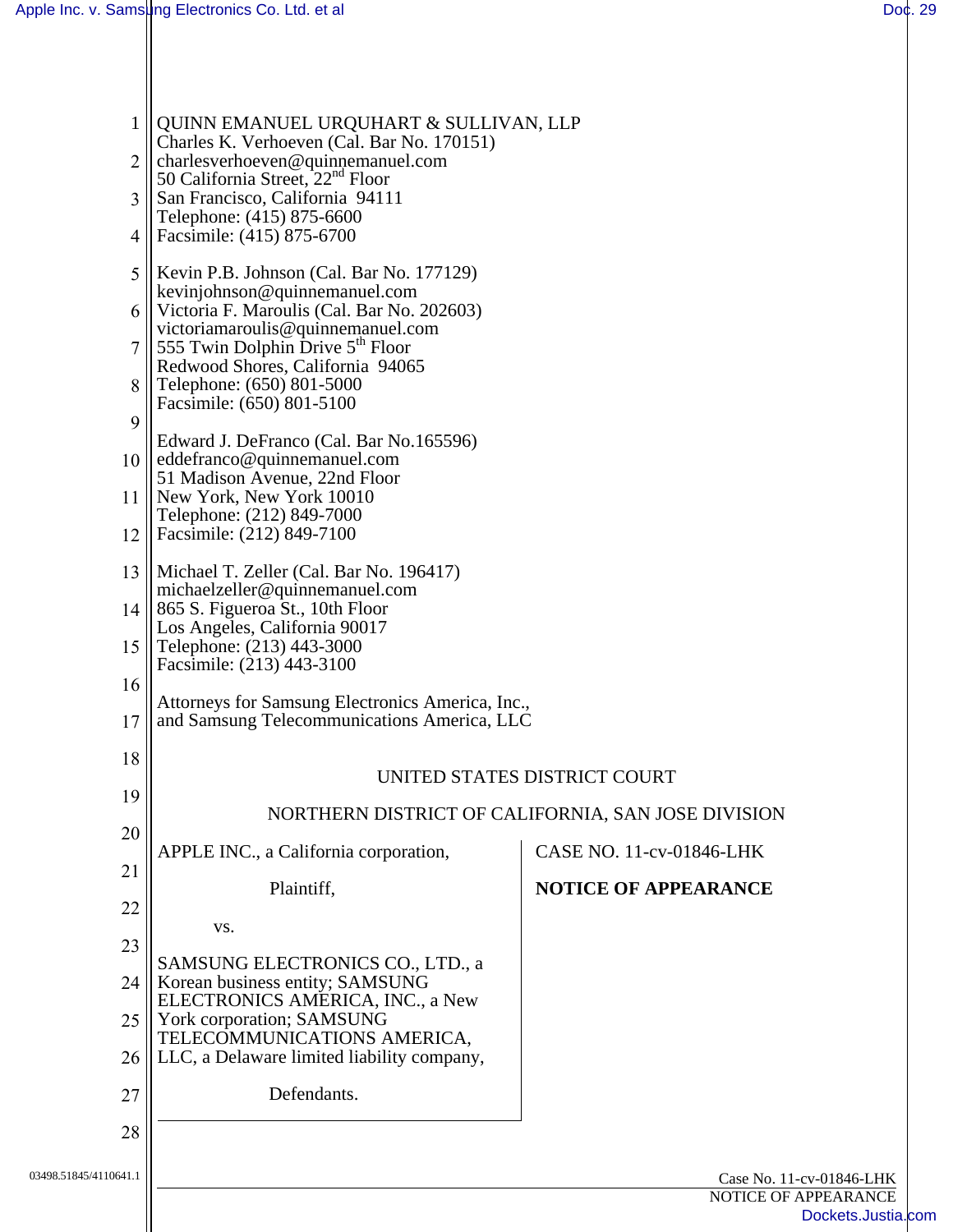QUINN EMANUEL URQUHART & SULLIVAN, LLP
Charles K. Verhoeven (Cal. Bar No. 170151)
charlesverhoeven@quinnemanuel.com
50 California Street, 22nd Floor
San Francisco, California 94111
Telephone: (415) 875-6600
Facsimile: (415) 875-6700

Kevin P.B. Johnson (Cal. Bar No. 177129)
kevinjohnson@quinnemanuel.com
Victoria F. Maroulis (Cal. Bar No. 202603)
victoriamaroulis@quinnemanuel.com
555 Twin Dolphin Drive 5th Floor
Redwood Shores, California 94065
Telephone: (650) 801-5000
Facsimile: (650) 801-5100

Edward J. DeFranco (Cal. Bar No.165596)
eddefranco@quinnemanuel.com
51 Madison Avenue, 22nd Floor
New York, New York 10010
Telephone: (212) 849-7000
Facsimile: (212) 849-7100

Michael T. Zeller (Cal. Bar No. 196417)
michaelzeller@quinnemanuel.com
865 S. Figueroa St., 10th Floor
Los Angeles, California 90017
Telephone: (213) 443-3000
Facsimile: (213) 443-3100

Attorneys for Samsung Electronics America, Inc., and Samsung Telecommunications America, LLC

UNITED STATES DISTRICT COURT

NORTHERN DISTRICT OF CALIFORNIA, SAN JOSE DIVISION

APPLE INC., a California corporation,

Plaintiff,

vs.

SAMSUNG ELECTRONICS CO., LTD., a Korean business entity; SAMSUNG ELECTRONICS AMERICA, INC., a New York corporation; SAMSUNG TELECOMMUNICATIONS AMERICA, LLC, a Delaware limited liability company,

Defendants.

CASE NO. 11-cv-01846-LHK

**NOTICE OF APPEARANCE**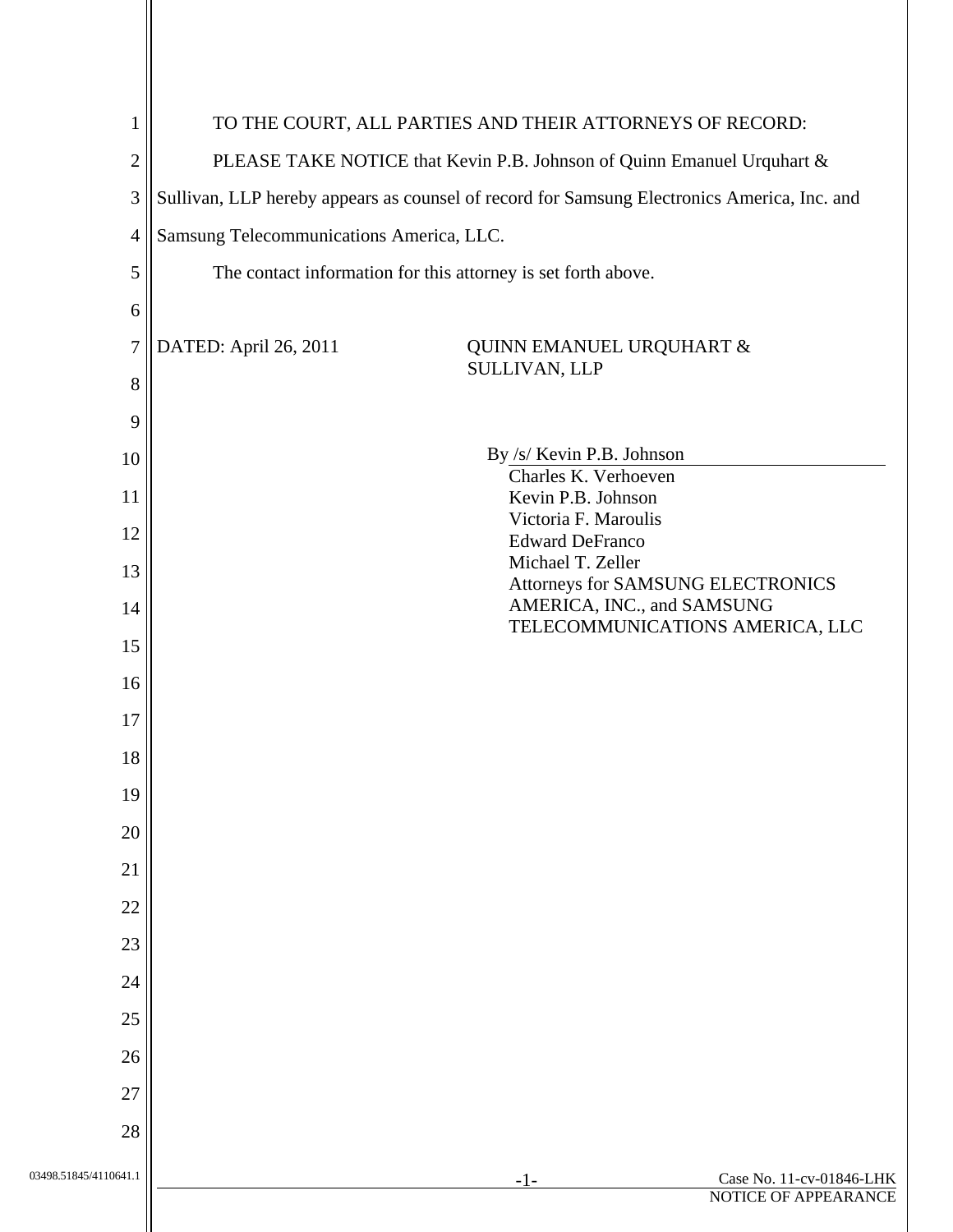TO THE COURT, ALL PARTIES AND THEIR ATTORNEYS OF RECORD:

PLEASE TAKE NOTICE that Kevin P.B. Johnson of Quinn Emanuel Urquhart & Sullivan, LLP hereby appears as counsel of record for Samsung Electronics America, Inc. and Samsung Telecommunications America, LLC.

The contact information for this attorney is set forth above.

DATED: April 26, 2011

QUINN EMANUEL URQUHART & SULLIVAN, LLP

By /s/ Kevin P.B. Johnson
Charles K. Verhoeven
Kevin P.B. Johnson
Victoria F. Maroulis
Edward DeFranco
Michael T. Zeller
Attorneys for SAMSUNG ELECTRONICS AMERICA, INC., and SAMSUNG TELECOMMUNICATIONS AMERICA, LLC